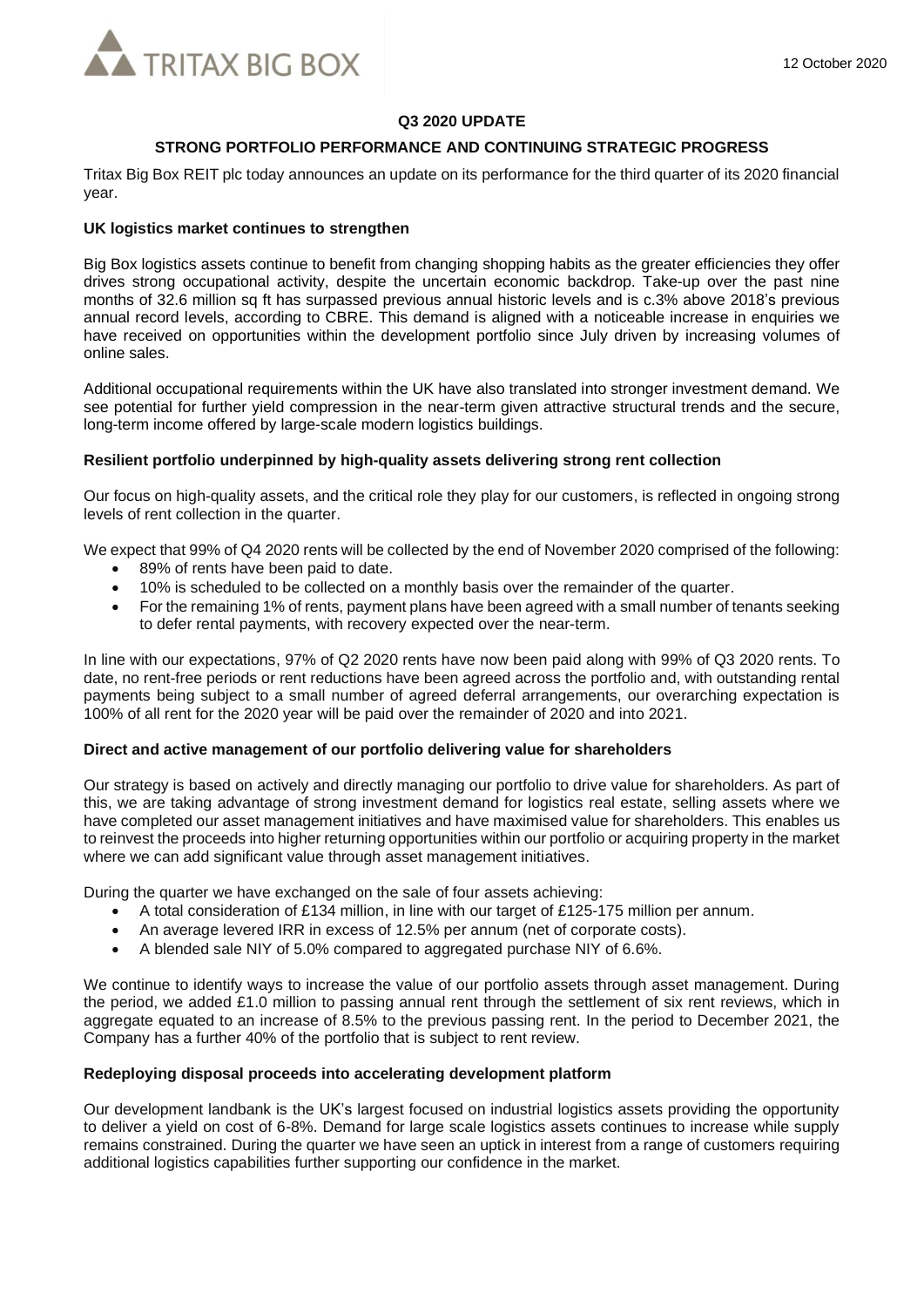12 October 2020

# Q3 2020 UPDATE

## STRONG PORTFOLIO PERFORMANCE AND CONTINUING STRATEGIC PROGRESS

Tritax Big Box REIT plc today announces an update on its performance for the third quarter of its 2020 financial year.

### UK logistics market continues to strengthen

Big Box logistics assets continue to benefit from changing shopping habits as the greater efficiencies they offer drives strong occupational activity, despite the uncertain economic backdrop. Take-up over the past nine months of 32.6 million sq ft has surpassed previous annual historic levels and is c.3% above 2018's previous annual record levels, according to CBRE. This demand is aligned with a noticeable increase in enquiries we have received on opportunities within the development portfolio since July driven by increasing volumes of online sales.

Additional occupational requirements within the UK have also translated into stronger investment demand. We see potential for further yield compression in the near-term given attractive structural trends and the secure, long-term income offered by large-scale modern logistics buildings.

### Resilient portfolio underpinned by high-quality assets delivering strong rent collection

Our focus on high-quality assets, and the critical role they play for our customers, is reflected in ongoing strong levels of rent collection in the quarter.

We expect that 99% of Q4 2020 rents will be collected by the end of November 2020 comprised of the following:

- 89% of rents have been paid to date.
- 10% is scheduled to be collected on a monthly basis over the remainder of the quarter.
- For the remaining 1% of rents, payment plans have been agreed with a small number of tenants seeking to defer rental payments, with recovery expected over the near-term.

In line with our expectations, 97% of Q2 2020 rents have now been paid along with 99% of Q3 2020 rents. To date, no rent-free periods or rent reductions have been agreed across the portfolio and, with outstanding rental payments being subject to a small number of agreed deferral arrangements, our overarching expectation is 100% of all rent for the 2020 year will be paid over the remainder of 2020 and into 2021.

### Direct and active management of our portfolio delivering value for shareholders

Our strategy is based on actively and directly managing our portfolio to drive value for shareholders. As part of this, we are taking advantage of strong investment demand for logistics real estate, selling assets where we have completed our asset management initiatives and have maximised value for shareholders. This enables us to reinvest the proceeds into higher returning opportunities within our portfolio or acquiring property in the market where we can add significant value through asset management initiatives.

During the quarter we have exchanged on the sale of four assets achieving:

- A total consideration of £134 million, in line with our target of £125-175 million per annum.
- An average levered IRR in excess of 12.5% per annum (net of corporate costs).
- A blended sale NIY of 5.0% compared to aggregated purchase NIY of 6.6%.

We continue to identify ways to increase the value of our portfolio assets through asset management. During the period, we added £1.0 million to passing annual rent through the settlement of six rent reviews, which in aggregate equated to an increase of 8.5% to the previous passing rent. In the period to December 2021, the Company has a further 40% of the portfolio that is subject to rent review.

### Redeploying disposal proceeds into accelerating development platform

Our development landbank is the UK's largest focused on industrial logistics assets providing the opportunity to deliver a yield on cost of 6-8%. Demand for large scale logistics assets continues to increase while supply remains constrained. During the quarter we have seen an uptick in interest from a range of customers requiring additional logistics capabilities further supporting our confidence in the market.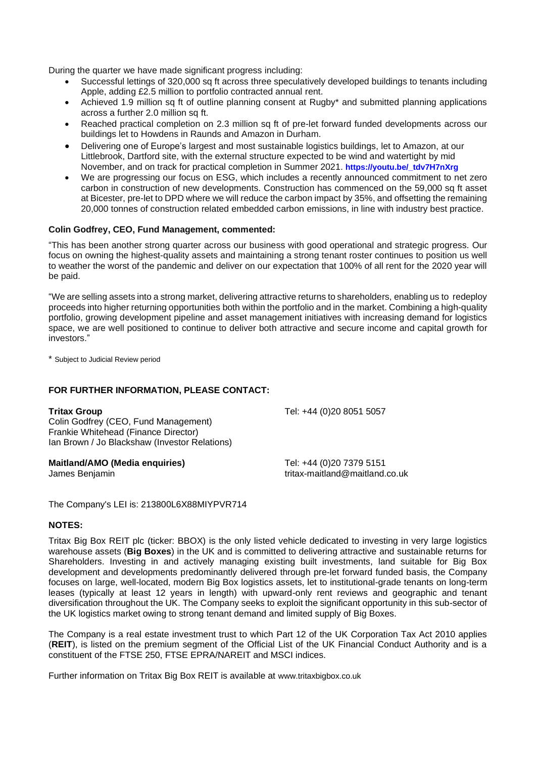During the quarter we have made significant progress including:

- Successful lettings of 320,000 sq ft across three speculatively developed buildings to tenants including Apple, adding £2.5 million to portfolio contracted annual rent.
- Achieved 1.9 million sq ft of outline planning consent at Rugby* and submitted planning applications across a further 2.0 million sq ft.
- Reached practical completion on 2.3 million sq ft of pre-let forward funded developments across our buildings let to Howdens in Raunds and Amazon in Durham.
- Delivering one of Europe's largest and most sustainable logistics buildings, let to Amazon, at our Littlebrook, Dartford site, with the external structure expected to be wind and watertight by mid November, and on track for practical completion in Summer 2021. **https://youtu.be/_tdv7H7nXrg**
- We are progressing our focus on ESG, which includes a recently announced commitment to net zero carbon in construction of new developments. Construction has commenced on the 59,000 sq ft asset at Bicester, pre-let to DPD where we will reduce the carbon impact by 35%, and offsetting the remaining 20,000 tonnes of construction related embedded carbon emissions, in line with industry best practice.

**Colin Godfrey, CEO, Fund Management, commented:**

"This has been another strong quarter across our business with good operational and strategic progress. Our focus on owning the highest-quality assets and maintaining a strong tenant roster continues to position us well to weather the worst of the pandemic and deliver on our expectation that 100% of all rent for the 2020 year will be paid.

"We are selling assets into a strong market, delivering attractive returns to shareholders, enabling us to redeploy proceeds into higher returning opportunities both within the portfolio and in the market. Combining a high-quality portfolio, growing development pipeline and asset management initiatives with increasing demand for logistics space, we are well positioned to continue to deliver both attractive and secure income and capital growth for investors."

* Subject to Judicial Review period

**FOR FURTHER INFORMATION, PLEASE CONTACT:**

**Tritax Group** Tel: +44 (0)20 8051 5057
Colin Godfrey (CEO, Fund Management)
Frankie Whitehead (Finance Director)
Ian Brown / Jo Blackshaw (Investor Relations)

**Maitland/AMO (Media enquiries)** Tel: +44 (0)20 7379 5151
James Benjamin tritax-maitland@maitland.co.uk

The Company's LEI is: 213800L6X88MIYPVR714

**NOTES:**

Tritax Big Box REIT plc (ticker: BBOX) is the only listed vehicle dedicated to investing in very large logistics warehouse assets (**Big Boxes**) in the UK and is committed to delivering attractive and sustainable returns for Shareholders. Investing in and actively managing existing built investments, land suitable for Big Box development and developments predominantly delivered through pre-let forward funded basis, the Company focuses on large, well-located, modern Big Box logistics assets, let to institutional-grade tenants on long-term leases (typically at least 12 years in length) with upward-only rent reviews and geographic and tenant diversification throughout the UK. The Company seeks to exploit the significant opportunity in this sub-sector of the UK logistics market owing to strong tenant demand and limited supply of Big Boxes.

The Company is a real estate investment trust to which Part 12 of the UK Corporation Tax Act 2010 applies (**REIT**), is listed on the premium segment of the Official List of the UK Financial Conduct Authority and is a constituent of the FTSE 250, FTSE EPRA/NAREIT and MSCI indices.

Further information on Tritax Big Box REIT is available at www.tritaxbigbox.co.uk